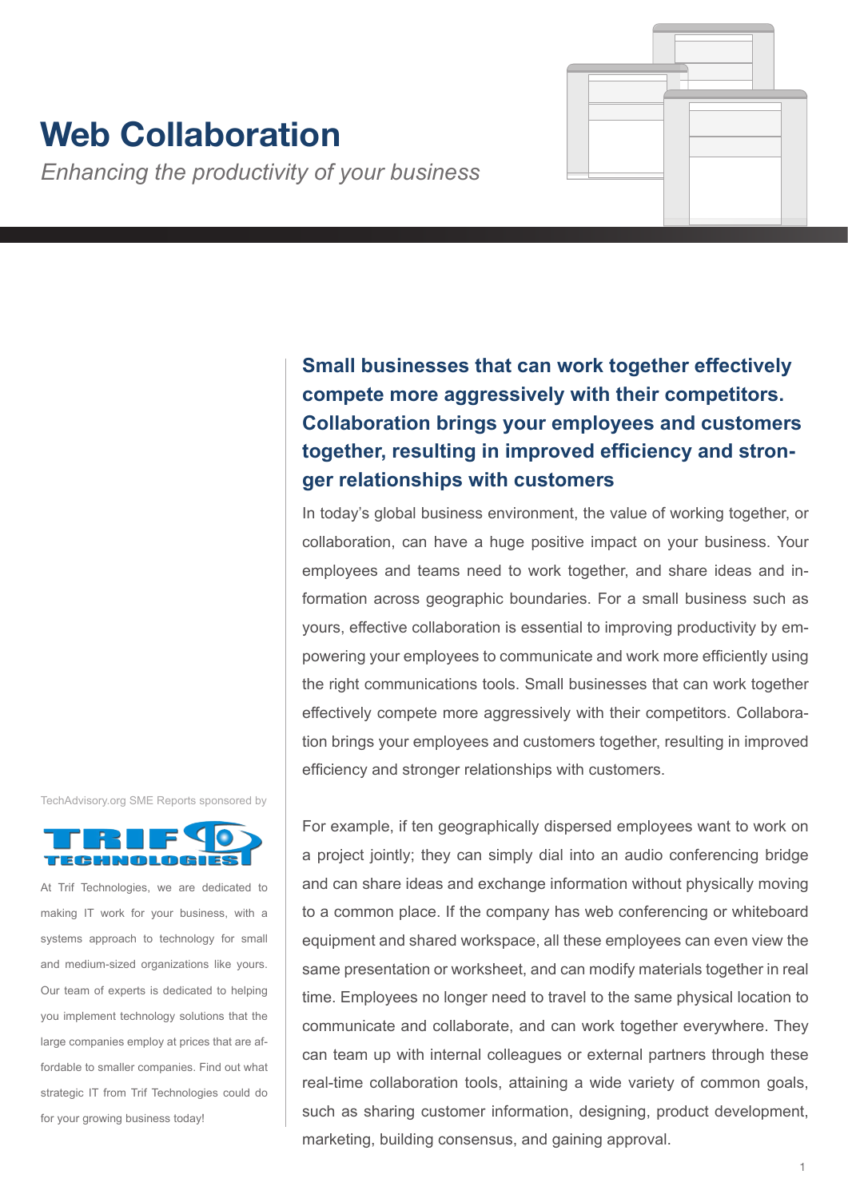# Web Collaboration

*Enhancing the productivity of your business*

TechAdvisory.org SME Reports sponsored by

TRIF TECHNOLOGIES

At Trif Technologies, we are dedicated to making IT work for your business, with a systems approach to technology for small and medium-sized organizations like yours. Our team of experts is dedicated to helping you implement technology solutions that the large companies employ at prices that are affordable to smaller companies. Find out what strategic IT from Trif Technologies could do for your growing business today!

**Small businesses that can work together effectively compete more aggressively with their competitors. Collaboration brings your employees and customers together, resulting in improved efficiency and stronger relationships with customers**

In today's global business environment, the value of working together, or collaboration, can have a huge positive impact on your business. Your employees and teams need to work together, and share ideas and information across geographic boundaries. For a small business such as yours, effective collaboration is essential to improving productivity by empowering your employees to communicate and work more efficiently using the right communications tools. Small businesses that can work together effectively compete more aggressively with their competitors. Collaboration brings your employees and customers together, resulting in improved efficiency and stronger relationships with customers.

For example, if ten geographically dispersed employees want to work on a project jointly; they can simply dial into an audio conferencing bridge and can share ideas and exchange information without physically moving to a common place. If the company has web conferencing or whiteboard equipment and shared workspace, all these employees can even view the same presentation or worksheet, and can modify materials together in real time. Employees no longer need to travel to the same physical location to communicate and collaborate, and can work together everywhere. They can team up with internal colleagues or external partners through these real-time collaboration tools, attaining a wide variety of common goals, such as sharing customer information, designing, product development, marketing, building consensus, and gaining approval.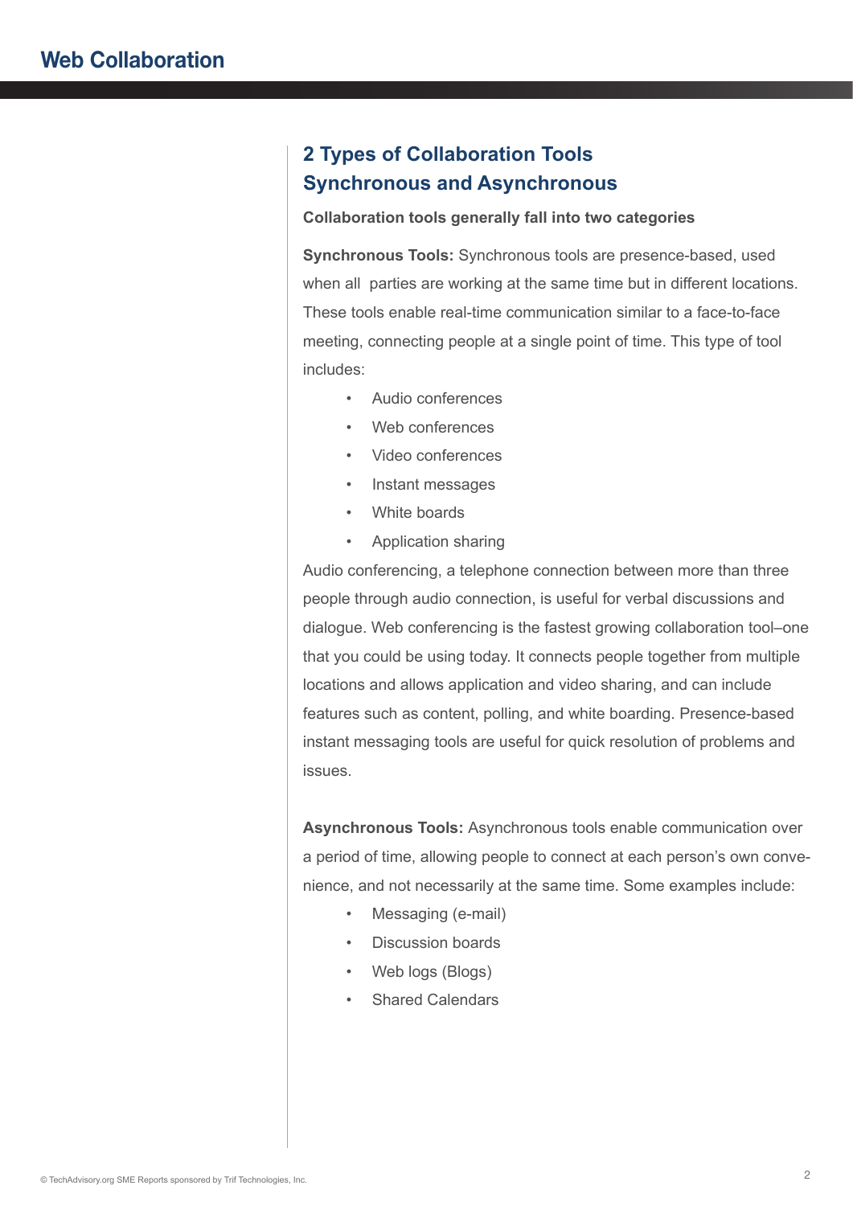## 2 Types of Collaboration Tools Synchronous and Asynchronous

**Collaboration tools generally fall into two categories**

**Synchronous Tools:** Synchronous tools are presence-based, used when all parties are working at the same time but in different locations. These tools enable real-time communication similar to a face-to-face meeting, connecting people at a single point of time. This type of tool includes:

- Audio conferences
- Web conferences
- Video conferences
- Instant messages
- White boards
- Application sharing

Audio conferencing, a telephone connection between more than three people through audio connection, is useful for verbal discussions and dialogue. Web conferencing is the fastest growing collaboration tool–one that you could be using today. It connects people together from multiple locations and allows application and video sharing, and can include features such as content, polling, and white boarding. Presence-based instant messaging tools are useful for quick resolution of problems and issues.

**Asynchronous Tools:** Asynchronous tools enable communication over a period of time, allowing people to connect at each person's own convenience, and not necessarily at the same time. Some examples include:

- Messaging (e-mail)
- Discussion boards
- Web logs (Blogs)
- Shared Calendars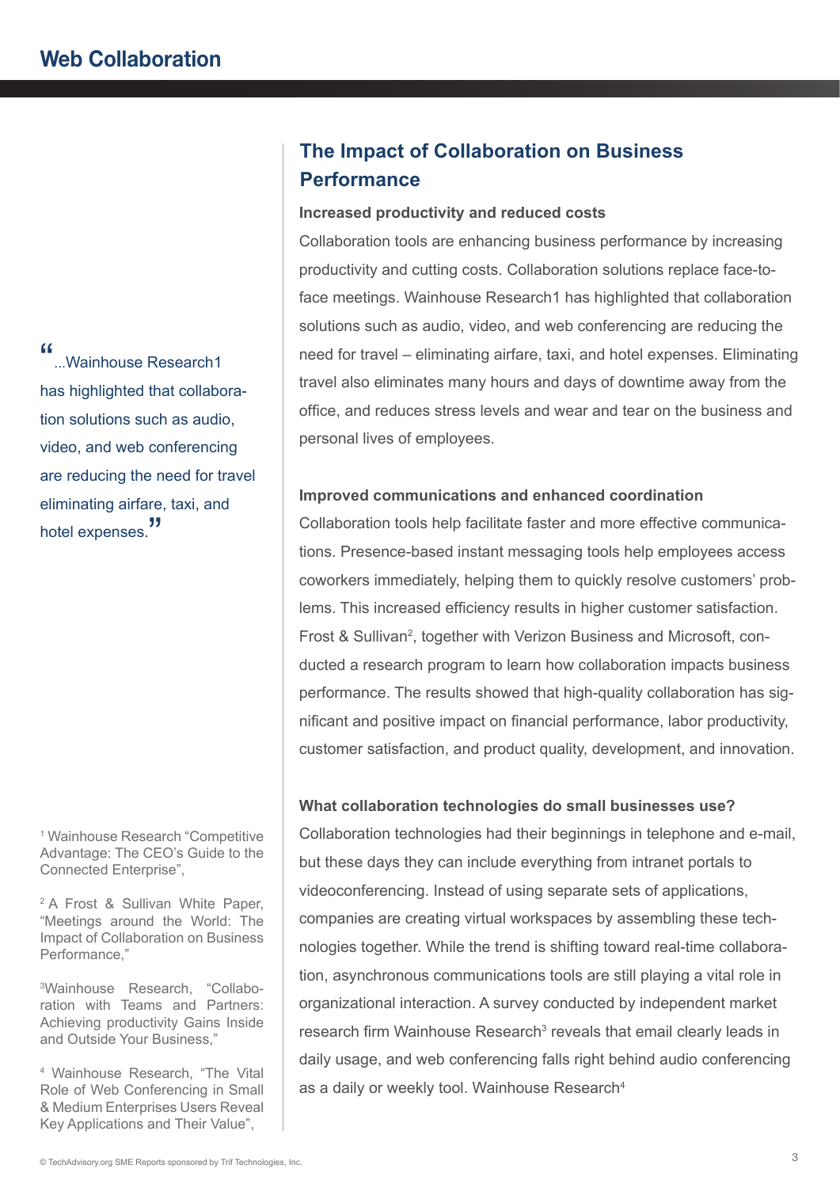## The Impact of Collaboration on Business Performance

**Increased productivity and reduced costs**

Collaboration tools are enhancing business performance by increasing productivity and cutting costs. Collaboration solutions replace face-to-face meetings. Wainhouse Research1 has highlighted that collaboration solutions such as audio, video, and web conferencing are reducing the need for travel – eliminating airfare, taxi, and hotel expenses. Eliminating travel also eliminates many hours and days of downtime away from the office, and reduces stress levels and wear and tear on the business and personal lives of employees.

> "...Wainhouse Research1 has highlighted that collaboration solutions such as audio, video, and web conferencing are reducing the need for travel eliminating airfare, taxi, and hotel expenses."

**Improved communications and enhanced coordination**

Collaboration tools help facilitate faster and more effective communications. Presence-based instant messaging tools help employees access coworkers immediately, helping them to quickly resolve customers' problems. This increased efficiency results in higher customer satisfaction. Frost & Sullivan[2], together with Verizon Business and Microsoft, conducted a research program to learn how collaboration impacts business performance. The results showed that high-quality collaboration has significant and positive impact on financial performance, labor productivity, customer satisfaction, and product quality, development, and innovation.

**What collaboration technologies do small businesses use?**

Collaboration technologies had their beginnings in telephone and e-mail, but these days they can include everything from intranet portals to videoconferencing. Instead of using separate sets of applications, companies are creating virtual workspaces by assembling these technologies together. While the trend is shifting toward real-time collaboration, asynchronous communications tools are still playing a vital role in organizational interaction. A survey conducted by independent market research firm Wainhouse Research[3] reveals that email clearly leads in daily usage, and web conferencing falls right behind audio conferencing as a daily or weekly tool. Wainhouse Research[4]

---

[1] Wainhouse Research "Competitive Advantage: The CEO's Guide to the Connected Enterprise",

[2] A Frost & Sullivan White Paper, "Meetings around the World: The Impact of Collaboration on Business Performance,"

[3] Wainhouse Research, "Collaboration with Teams and Partners: Achieving productivity Gains Inside and Outside Your Business,"

[4] Wainhouse Research, "The Vital Role of Web Conferencing in Small & Medium Enterprises Users Reveal Key Applications and Their Value",

© TechAdvisory.org SME Reports sponsored by Trif Technologies, Inc.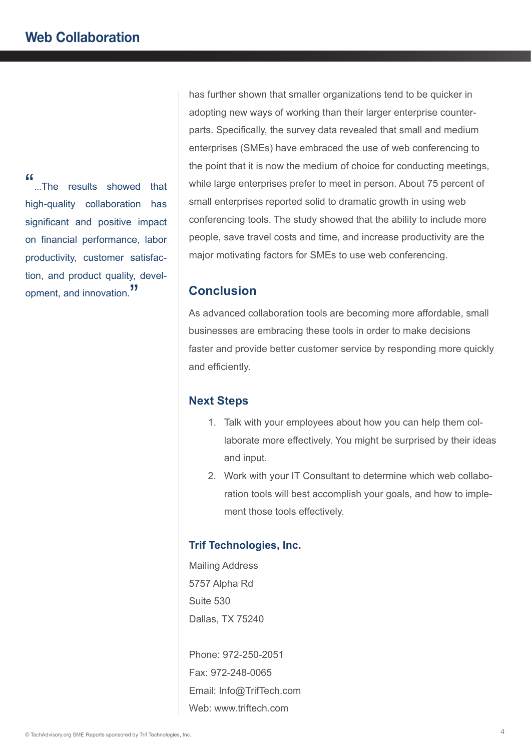has further shown that smaller organizations tend to be quicker in adopting new ways of working than their larger enterprise counterparts. Specifically, the survey data revealed that small and medium enterprises (SMEs) have embraced the use of web conferencing to the point that it is now the medium of choice for conducting meetings, while large enterprises prefer to meet in person. About 75 percent of small enterprises reported solid to dramatic growth in using web conferencing tools. The study showed that the ability to include more people, save travel costs and time, and increase productivity are the major motivating factors for SMEs to use web conferencing.

> "...The results showed that high-quality collaboration has significant and positive impact on financial performance, labor productivity, customer satisfaction, and product quality, development, and innovation."

## Conclusion

As advanced collaboration tools are becoming more affordable, small businesses are embracing these tools in order to make decisions faster and provide better customer service by responding more quickly and efficiently.

### Next Steps

1. Talk with your employees about how you can help them collaborate more effectively. You might be surprised by their ideas and input.
2. Work with your IT Consultant to determine which web collaboration tools will best accomplish your goals, and how to implement those tools effectively.

### Trif Technologies, Inc.

Mailing Address
5757 Alpha Rd
Suite 530
Dallas, TX 75240

Phone: 972-250-2051
Fax: 972-248-0065
Email: Info@TrifTech.com
Web: www.triftech.com

© TechAdvisory.org SME Reports sponsored by Trif Technologies, Inc.